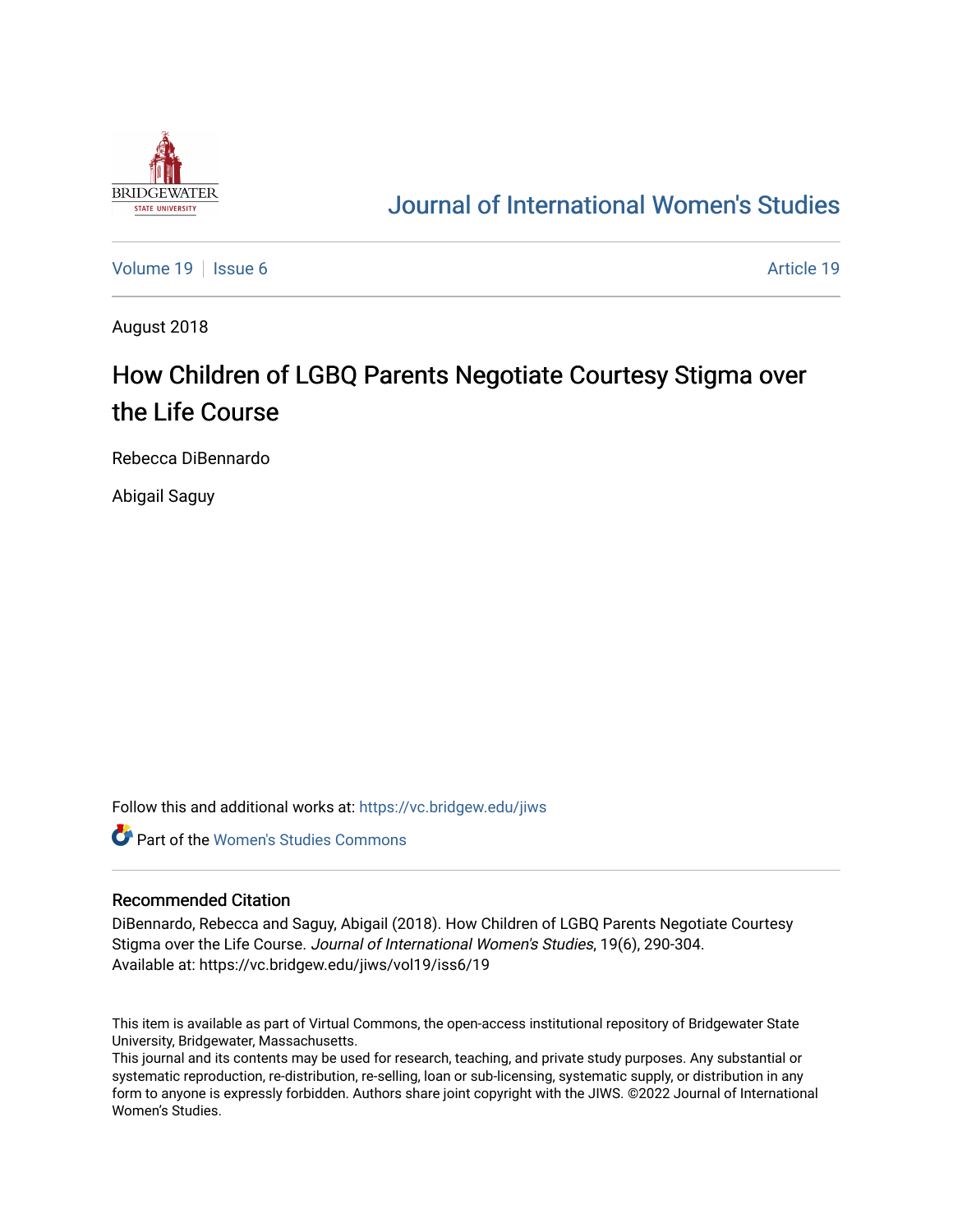# Journal of International Women's Studies

Volume 19 | Issue 6 | Article 19

August 2018

## How Children of LGBQ Parents Negotiate Courtesy Stigma over the Life Course

Rebecca DiBennardo

Abigail Saguy

Follow this and additional works at: https://vc.bridgew.edu/jiws

Part of the Women's Studies Commons

### Recommended Citation

DiBennardo, Rebecca and Saguy, Abigail (2018). How Children of LGBQ Parents Negotiate Courtesy Stigma over the Life Course. *Journal of International Women's Studies*, 19(6), 290-304.
Available at: https://vc.bridgew.edu/jiws/vol19/iss6/19

This item is available as part of Virtual Commons, the open-access institutional repository of Bridgewater State University, Bridgewater, Massachusetts.
This journal and its contents may be used for research, teaching, and private study purposes. Any substantial or systematic reproduction, re-distribution, re-selling, loan or sub-licensing, systematic supply, or distribution in any form to anyone is expressly forbidden. Authors share joint copyright with the JIWS. ©2022 Journal of International Women's Studies.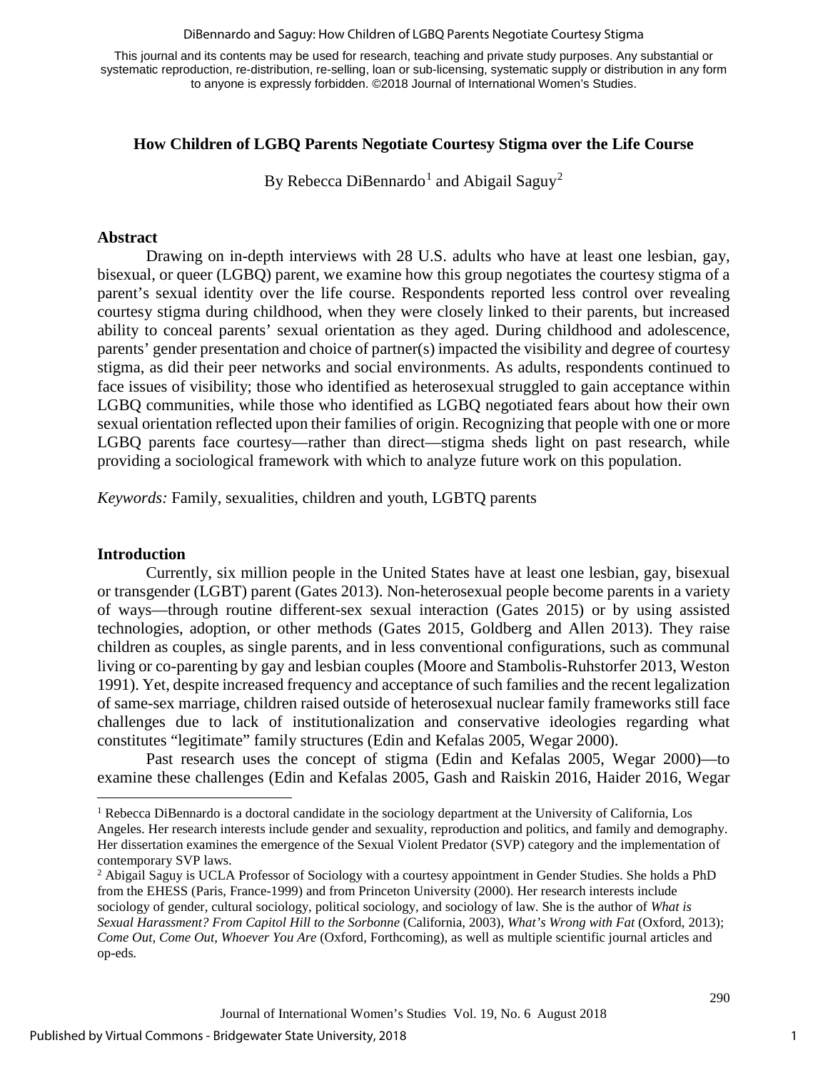## How Children of LGBQ Parents Negotiate Courtesy Stigma over the Life Course

By Rebecca DiBennardo[1] and Abigail Saguy[2]

### Abstract

Drawing on in-depth interviews with 28 U.S. adults who have at least one lesbian, gay, bisexual, or queer (LGBQ) parent, we examine how this group negotiates the courtesy stigma of a parent's sexual identity over the life course. Respondents reported less control over revealing courtesy stigma during childhood, when they were closely linked to their parents, but increased ability to conceal parents' sexual orientation as they aged. During childhood and adolescence, parents' gender presentation and choice of partner(s) impacted the visibility and degree of courtesy stigma, as did their peer networks and social environments. As adults, respondents continued to face issues of visibility; those who identified as heterosexual struggled to gain acceptance within LGBQ communities, while those who identified as LGBQ negotiated fears about how their own sexual orientation reflected upon their families of origin. Recognizing that people with one or more LGBQ parents face courtesy—rather than direct—stigma sheds light on past research, while providing a sociological framework with which to analyze future work on this population.

*Keywords:* Family, sexualities, children and youth, LGBTQ parents

### Introduction

Currently, six million people in the United States have at least one lesbian, gay, bisexual or transgender (LGBT) parent (Gates 2013). Non-heterosexual people become parents in a variety of ways—through routine different-sex sexual interaction (Gates 2015) or by using assisted technologies, adoption, or other methods (Gates 2015, Goldberg and Allen 2013). They raise children as couples, as single parents, and in less conventional configurations, such as communal living or co-parenting by gay and lesbian couples (Moore and Stambolis-Ruhstorfer 2013, Weston 1991). Yet, despite increased frequency and acceptance of such families and the recent legalization of same-sex marriage, children raised outside of heterosexual nuclear family frameworks still face challenges due to lack of institutionalization and conservative ideologies regarding what constitutes "legitimate" family structures (Edin and Kefalas 2005, Wegar 2000).

Past research uses the concept of stigma (Edin and Kefalas 2005, Wegar 2000)—to examine these challenges (Edin and Kefalas 2005, Gash and Raiskin 2016, Haider 2016, Wegar

---

[1] Rebecca DiBennardo is a doctoral candidate in the sociology department at the University of California, Los Angeles. Her research interests include gender and sexuality, reproduction and politics, and family and demography. Her dissertation examines the emergence of the Sexual Violent Predator (SVP) category and the implementation of contemporary SVP laws.

[2] Abigail Saguy is UCLA Professor of Sociology with a courtesy appointment in Gender Studies. She holds a PhD from the EHESS (Paris, France-1999) and from Princeton University (2000). Her research interests include sociology of gender, cultural sociology, political sociology, and sociology of law. She is the author of *What is Sexual Harassment? From Capitol Hill to the Sorbonne* (California, 2003), *What's Wrong with Fat* (Oxford, 2013); *Come Out, Come Out, Whoever You Are* (Oxford, Forthcoming), as well as multiple scientific journal articles and op-eds.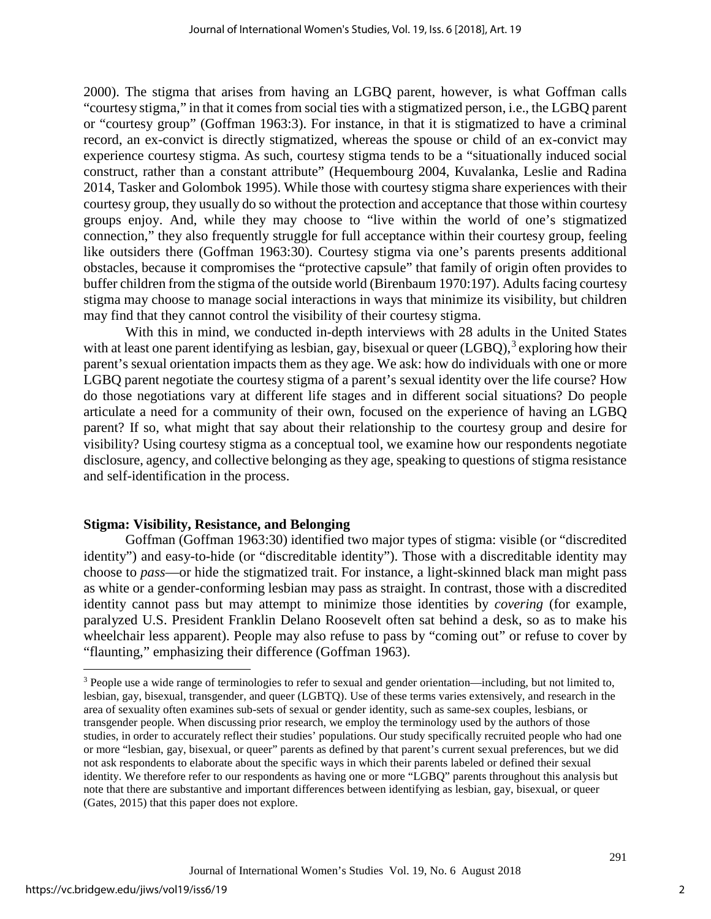2000). The stigma that arises from having an LGBQ parent, however, is what Goffman calls "courtesy stigma," in that it comes from social ties with a stigmatized person, i.e., the LGBQ parent or "courtesy group" (Goffman 1963:3). For instance, in that it is stigmatized to have a criminal record, an ex-convict is directly stigmatized, whereas the spouse or child of an ex-convict may experience courtesy stigma. As such, courtesy stigma tends to be a "situationally induced social construct, rather than a constant attribute" (Hequembourg 2004, Kuvalanka, Leslie and Radina 2014, Tasker and Golombok 1995). While those with courtesy stigma share experiences with their courtesy group, they usually do so without the protection and acceptance that those within courtesy groups enjoy. And, while they may choose to "live within the world of one's stigmatized connection," they also frequently struggle for full acceptance within their courtesy group, feeling like outsiders there (Goffman 1963:30). Courtesy stigma via one's parents presents additional obstacles, because it compromises the "protective capsule" that family of origin often provides to buffer children from the stigma of the outside world (Birenbaum 1970:197). Adults facing courtesy stigma may choose to manage social interactions in ways that minimize its visibility, but children may find that they cannot control the visibility of their courtesy stigma.

With this in mind, we conducted in-depth interviews with 28 adults in the United States with at least one parent identifying as lesbian, gay, bisexual or queer (LGBQ),[3] exploring how their parent's sexual orientation impacts them as they age. We ask: how do individuals with one or more LGBQ parent negotiate the courtesy stigma of a parent's sexual identity over the life course? How do those negotiations vary at different life stages and in different social situations? Do people articulate a need for a community of their own, focused on the experience of having an LGBQ parent? If so, what might that say about their relationship to the courtesy group and desire for visibility? Using courtesy stigma as a conceptual tool, we examine how our respondents negotiate disclosure, agency, and collective belonging as they age, speaking to questions of stigma resistance and self-identification in the process.

## Stigma: Visibility, Resistance, and Belonging

Goffman (Goffman 1963:30) identified two major types of stigma: visible (or "discredited identity") and easy-to-hide (or "discreditable identity"). Those with a discreditable identity may choose to *pass*—or hide the stigmatized trait. For instance, a light-skinned black man might pass as white or a gender-conforming lesbian may pass as straight. In contrast, those with a discredited identity cannot pass but may attempt to minimize those identities by *covering* (for example, paralyzed U.S. President Franklin Delano Roosevelt often sat behind a desk, so as to make his wheelchair less apparent). People may also refuse to pass by "coming out" or refuse to cover by "flaunting," emphasizing their difference (Goffman 1963).

[3] People use a wide range of terminologies to refer to sexual and gender orientation—including, but not limited to, lesbian, gay, bisexual, transgender, and queer (LGBTQ). Use of these terms varies extensively, and research in the area of sexuality often examines sub-sets of sexual or gender identity, such as same-sex couples, lesbians, or transgender people. When discussing prior research, we employ the terminology used by the authors of those studies, in order to accurately reflect their studies' populations. Our study specifically recruited people who had one or more "lesbian, gay, bisexual, or queer" parents as defined by that parent's current sexual preferences, but we did not ask respondents to elaborate about the specific ways in which their parents labeled or defined their sexual identity. We therefore refer to our respondents as having one or more "LGBQ" parents throughout this analysis but note that there are substantive and important differences between identifying as lesbian, gay, bisexual, or queer (Gates, 2015) that this paper does not explore.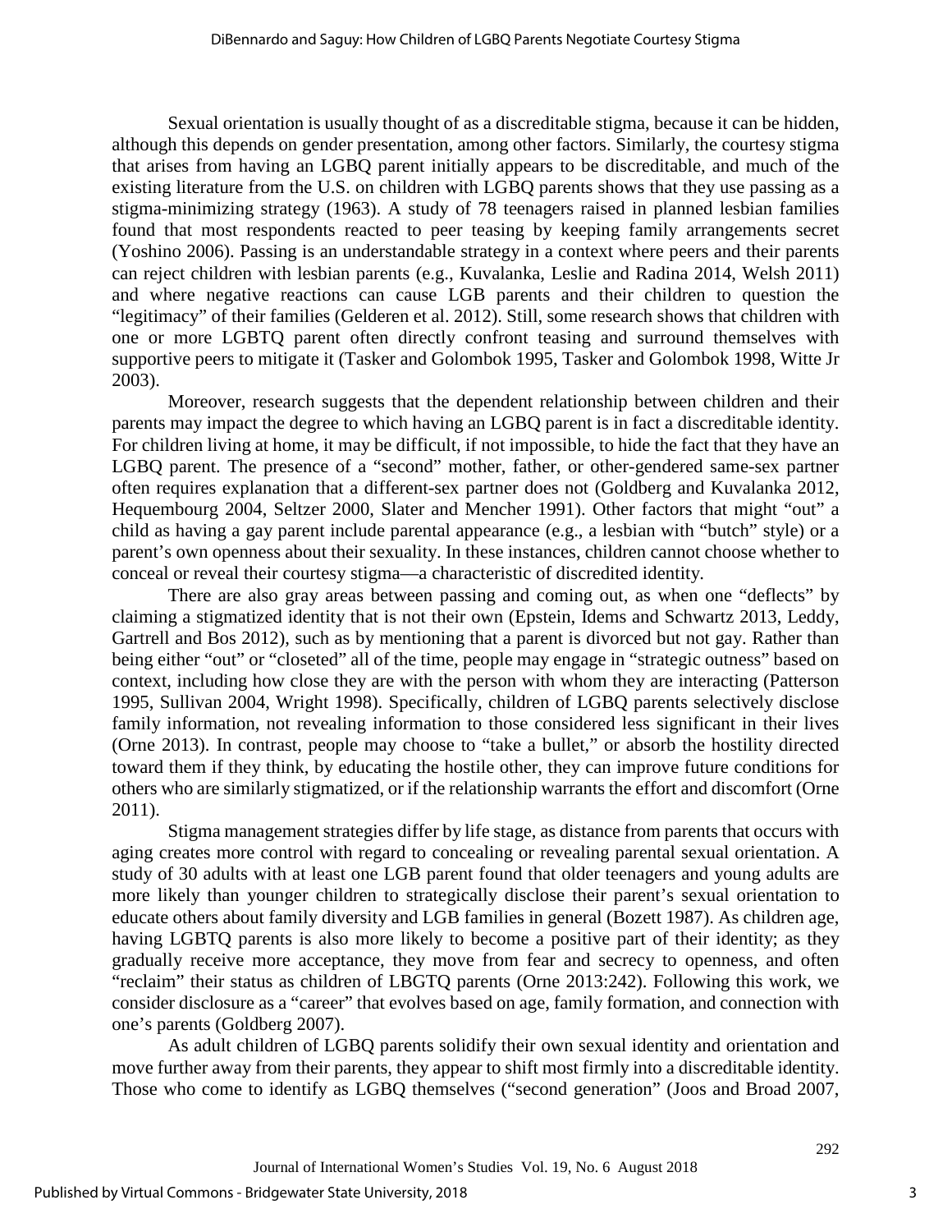Sexual orientation is usually thought of as a discreditable stigma, because it can be hidden, although this depends on gender presentation, among other factors. Similarly, the courtesy stigma that arises from having an LGBQ parent initially appears to be discreditable, and much of the existing literature from the U.S. on children with LGBQ parents shows that they use passing as a stigma-minimizing strategy (1963). A study of 78 teenagers raised in planned lesbian families found that most respondents reacted to peer teasing by keeping family arrangements secret (Yoshino 2006). Passing is an understandable strategy in a context where peers and their parents can reject children with lesbian parents (e.g., Kuvalanka, Leslie and Radina 2014, Welsh 2011) and where negative reactions can cause LGB parents and their children to question the "legitimacy" of their families (Gelderen et al. 2012). Still, some research shows that children with one or more LGBTQ parent often directly confront teasing and surround themselves with supportive peers to mitigate it (Tasker and Golombok 1995, Tasker and Golombok 1998, Witte Jr 2003).

Moreover, research suggests that the dependent relationship between children and their parents may impact the degree to which having an LGBQ parent is in fact a discreditable identity. For children living at home, it may be difficult, if not impossible, to hide the fact that they have an LGBQ parent. The presence of a "second" mother, father, or other-gendered same-sex partner often requires explanation that a different-sex partner does not (Goldberg and Kuvalanka 2012, Hequembourg 2004, Seltzer 2000, Slater and Mencher 1991). Other factors that might "out" a child as having a gay parent include parental appearance (e.g., a lesbian with "butch" style) or a parent's own openness about their sexuality. In these instances, children cannot choose whether to conceal or reveal their courtesy stigma—a characteristic of discredited identity.

There are also gray areas between passing and coming out, as when one "deflects" by claiming a stigmatized identity that is not their own (Epstein, Idems and Schwartz 2013, Leddy, Gartrell and Bos 2012), such as by mentioning that a parent is divorced but not gay. Rather than being either "out" or "closeted" all of the time, people may engage in "strategic outness" based on context, including how close they are with the person with whom they are interacting (Patterson 1995, Sullivan 2004, Wright 1998). Specifically, children of LGBQ parents selectively disclose family information, not revealing information to those considered less significant in their lives (Orne 2013). In contrast, people may choose to "take a bullet," or absorb the hostility directed toward them if they think, by educating the hostile other, they can improve future conditions for others who are similarly stigmatized, or if the relationship warrants the effort and discomfort (Orne 2011).

Stigma management strategies differ by life stage, as distance from parents that occurs with aging creates more control with regard to concealing or revealing parental sexual orientation. A study of 30 adults with at least one LGB parent found that older teenagers and young adults are more likely than younger children to strategically disclose their parent's sexual orientation to educate others about family diversity and LGB families in general (Bozett 1987). As children age, having LGBTQ parents is also more likely to become a positive part of their identity; as they gradually receive more acceptance, they move from fear and secrecy to openness, and often "reclaim" their status as children of LBGTQ parents (Orne 2013:242). Following this work, we consider disclosure as a "career" that evolves based on age, family formation, and connection with one's parents (Goldberg 2007).

As adult children of LGBQ parents solidify their own sexual identity and orientation and move further away from their parents, they appear to shift most firmly into a discreditable identity. Those who come to identify as LGBQ themselves ("second generation" (Joos and Broad 2007,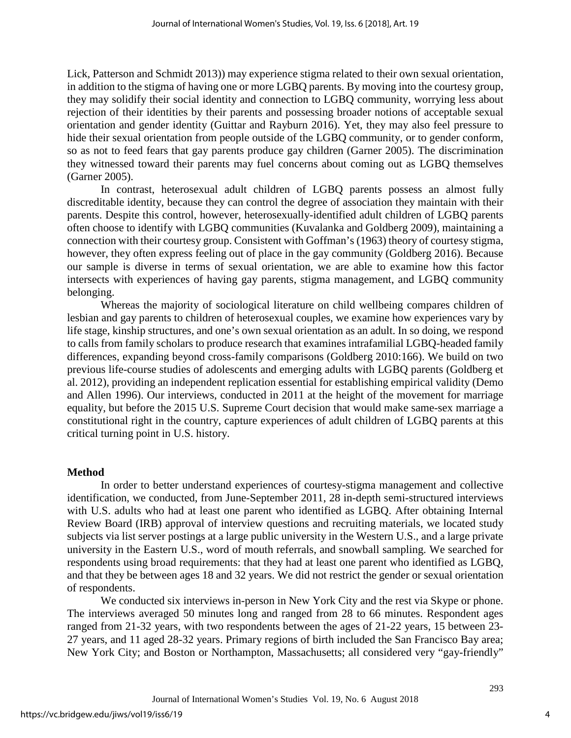Lick, Patterson and Schmidt 2013)) may experience stigma related to their own sexual orientation, in addition to the stigma of having one or more LGBQ parents. By moving into the courtesy group, they may solidify their social identity and connection to LGBQ community, worrying less about rejection of their identities by their parents and possessing broader notions of acceptable sexual orientation and gender identity (Guittar and Rayburn 2016). Yet, they may also feel pressure to hide their sexual orientation from people outside of the LGBQ community, or to gender conform, so as not to feed fears that gay parents produce gay children (Garner 2005). The discrimination they witnessed toward their parents may fuel concerns about coming out as LGBQ themselves (Garner 2005).

In contrast, heterosexual adult children of LGBQ parents possess an almost fully discreditable identity, because they can control the degree of association they maintain with their parents. Despite this control, however, heterosexually-identified adult children of LGBQ parents often choose to identify with LGBQ communities (Kuvalanka and Goldberg 2009), maintaining a connection with their courtesy group. Consistent with Goffman's (1963) theory of courtesy stigma, however, they often express feeling out of place in the gay community (Goldberg 2016). Because our sample is diverse in terms of sexual orientation, we are able to examine how this factor intersects with experiences of having gay parents, stigma management, and LGBQ community belonging.

Whereas the majority of sociological literature on child wellbeing compares children of lesbian and gay parents to children of heterosexual couples, we examine how experiences vary by life stage, kinship structures, and one's own sexual orientation as an adult. In so doing, we respond to calls from family scholars to produce research that examines intrafamilial LGBQ-headed family differences, expanding beyond cross-family comparisons (Goldberg 2010:166). We build on two previous life-course studies of adolescents and emerging adults with LGBQ parents (Goldberg et al. 2012), providing an independent replication essential for establishing empirical validity (Demo and Allen 1996). Our interviews, conducted in 2011 at the height of the movement for marriage equality, but before the 2015 U.S. Supreme Court decision that would make same-sex marriage a constitutional right in the country, capture experiences of adult children of LGBQ parents at this critical turning point in U.S. history.

## Method

In order to better understand experiences of courtesy-stigma management and collective identification, we conducted, from June-September 2011, 28 in-depth semi-structured interviews with U.S. adults who had at least one parent who identified as LGBQ. After obtaining Internal Review Board (IRB) approval of interview questions and recruiting materials, we located study subjects via list server postings at a large public university in the Western U.S., and a large private university in the Eastern U.S., word of mouth referrals, and snowball sampling. We searched for respondents using broad requirements: that they had at least one parent who identified as LGBQ, and that they be between ages 18 and 32 years. We did not restrict the gender or sexual orientation of respondents.

We conducted six interviews in-person in New York City and the rest via Skype or phone. The interviews averaged 50 minutes long and ranged from 28 to 66 minutes. Respondent ages ranged from 21-32 years, with two respondents between the ages of 21-22 years, 15 between 23-27 years, and 11 aged 28-32 years. Primary regions of birth included the San Francisco Bay area; New York City; and Boston or Northampton, Massachusetts; all considered very "gay-friendly"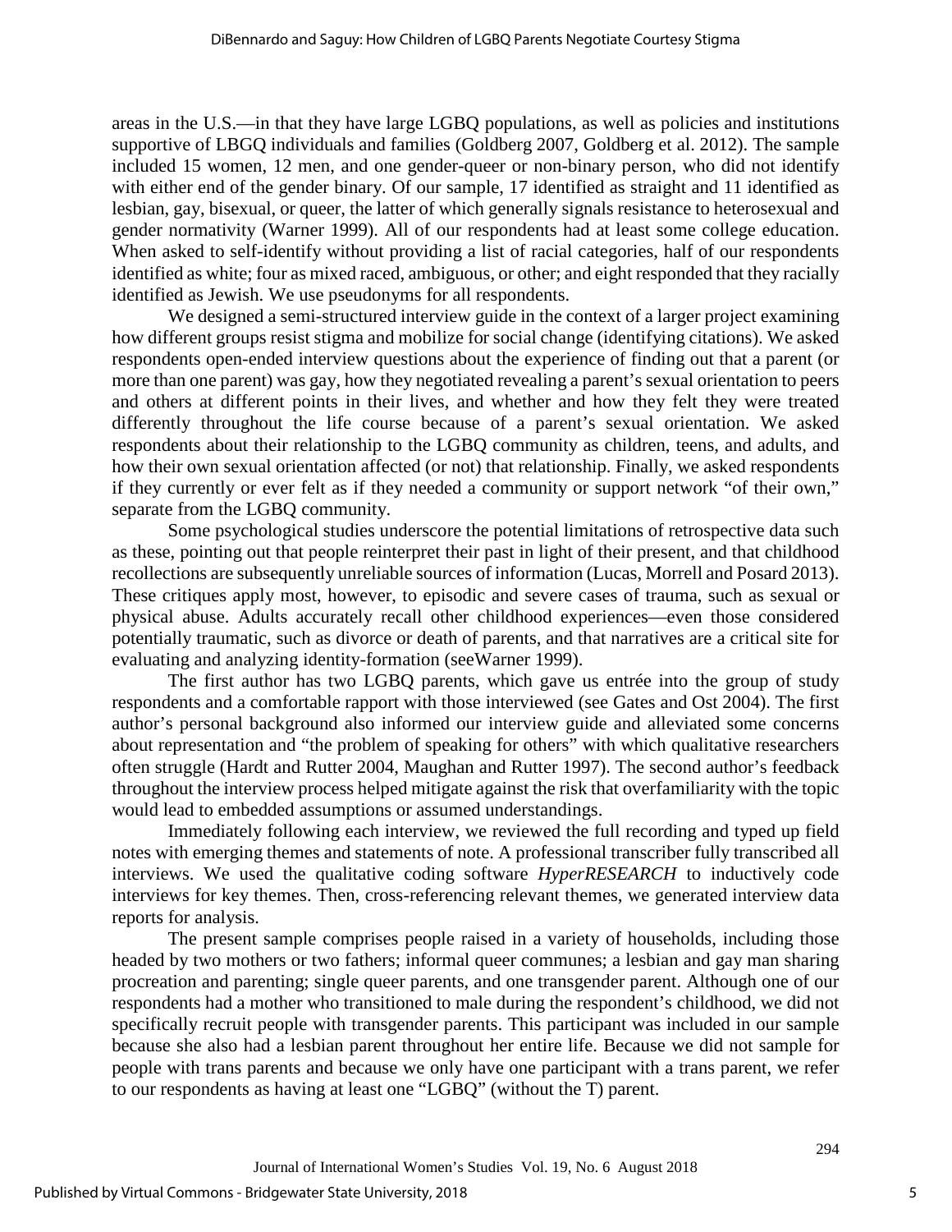areas in the U.S.—in that they have large LGBQ populations, as well as policies and institutions supportive of LBGQ individuals and families (Goldberg 2007, Goldberg et al. 2012). The sample included 15 women, 12 men, and one gender-queer or non-binary person, who did not identify with either end of the gender binary. Of our sample, 17 identified as straight and 11 identified as lesbian, gay, bisexual, or queer, the latter of which generally signals resistance to heterosexual and gender normativity (Warner 1999). All of our respondents had at least some college education. When asked to self-identify without providing a list of racial categories, half of our respondents identified as white; four as mixed raced, ambiguous, or other; and eight responded that they racially identified as Jewish. We use pseudonyms for all respondents.

We designed a semi-structured interview guide in the context of a larger project examining how different groups resist stigma and mobilize for social change (identifying citations). We asked respondents open-ended interview questions about the experience of finding out that a parent (or more than one parent) was gay, how they negotiated revealing a parent's sexual orientation to peers and others at different points in their lives, and whether and how they felt they were treated differently throughout the life course because of a parent's sexual orientation. We asked respondents about their relationship to the LGBQ community as children, teens, and adults, and how their own sexual orientation affected (or not) that relationship. Finally, we asked respondents if they currently or ever felt as if they needed a community or support network "of their own," separate from the LGBQ community.

Some psychological studies underscore the potential limitations of retrospective data such as these, pointing out that people reinterpret their past in light of their present, and that childhood recollections are subsequently unreliable sources of information (Lucas, Morrell and Posard 2013). These critiques apply most, however, to episodic and severe cases of trauma, such as sexual or physical abuse. Adults accurately recall other childhood experiences—even those considered potentially traumatic, such as divorce or death of parents, and that narratives are a critical site for evaluating and analyzing identity-formation (seeWarner 1999).

The first author has two LGBQ parents, which gave us entrée into the group of study respondents and a comfortable rapport with those interviewed (see Gates and Ost 2004). The first author's personal background also informed our interview guide and alleviated some concerns about representation and "the problem of speaking for others" with which qualitative researchers often struggle (Hardt and Rutter 2004, Maughan and Rutter 1997). The second author's feedback throughout the interview process helped mitigate against the risk that overfamiliarity with the topic would lead to embedded assumptions or assumed understandings.

Immediately following each interview, we reviewed the full recording and typed up field notes with emerging themes and statements of note. A professional transcriber fully transcribed all interviews. We used the qualitative coding software *HyperRESEARCH* to inductively code interviews for key themes. Then, cross-referencing relevant themes, we generated interview data reports for analysis.

The present sample comprises people raised in a variety of households, including those headed by two mothers or two fathers; informal queer communes; a lesbian and gay man sharing procreation and parenting; single queer parents, and one transgender parent. Although one of our respondents had a mother who transitioned to male during the respondent's childhood, we did not specifically recruit people with transgender parents. This participant was included in our sample because she also had a lesbian parent throughout her entire life. Because we did not sample for people with trans parents and because we only have one participant with a trans parent, we refer to our respondents as having at least one "LGBQ" (without the T) parent.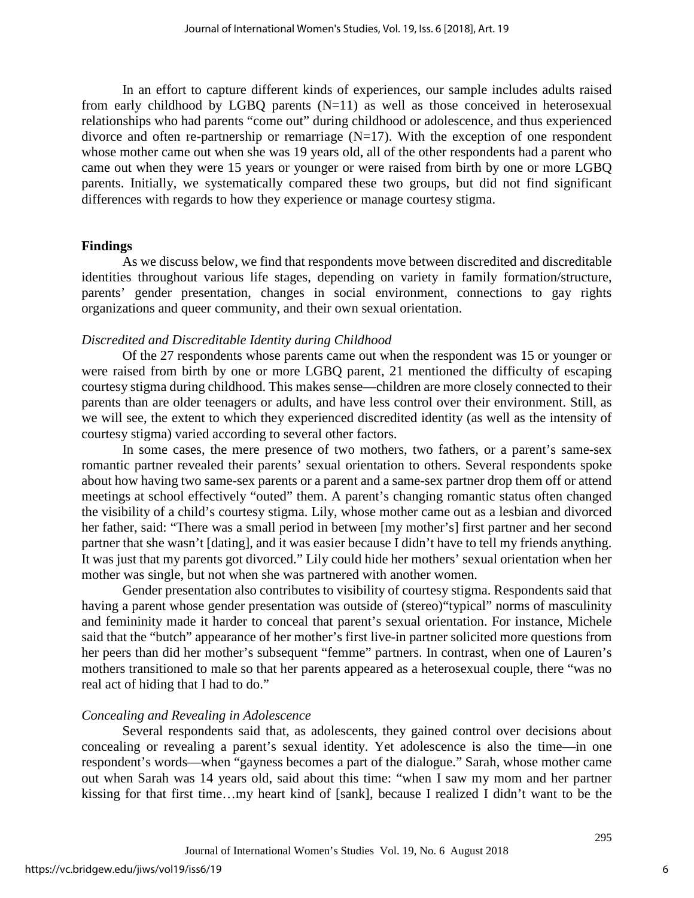In an effort to capture different kinds of experiences, our sample includes adults raised from early childhood by LGBQ parents (N=11) as well as those conceived in heterosexual relationships who had parents "come out" during childhood or adolescence, and thus experienced divorce and often re-partnership or remarriage (N=17). With the exception of one respondent whose mother came out when she was 19 years old, all of the other respondents had a parent who came out when they were 15 years or younger or were raised from birth by one or more LGBQ parents. Initially, we systematically compared these two groups, but did not find significant differences with regards to how they experience or manage courtesy stigma.

## Findings

As we discuss below, we find that respondents move between discredited and discreditable identities throughout various life stages, depending on variety in family formation/structure, parents' gender presentation, changes in social environment, connections to gay rights organizations and queer community, and their own sexual orientation.

### *Discredited and Discreditable Identity during Childhood*

Of the 27 respondents whose parents came out when the respondent was 15 or younger or were raised from birth by one or more LGBQ parent, 21 mentioned the difficulty of escaping courtesy stigma during childhood. This makes sense—children are more closely connected to their parents than are older teenagers or adults, and have less control over their environment. Still, as we will see, the extent to which they experienced discredited identity (as well as the intensity of courtesy stigma) varied according to several other factors.

In some cases, the mere presence of two mothers, two fathers, or a parent's same-sex romantic partner revealed their parents' sexual orientation to others. Several respondents spoke about how having two same-sex parents or a parent and a same-sex partner drop them off or attend meetings at school effectively "outed" them. A parent's changing romantic status often changed the visibility of a child's courtesy stigma. Lily, whose mother came out as a lesbian and divorced her father, said: "There was a small period in between [my mother's] first partner and her second partner that she wasn't [dating], and it was easier because I didn't have to tell my friends anything. It was just that my parents got divorced." Lily could hide her mothers' sexual orientation when her mother was single, but not when she was partnered with another women.

Gender presentation also contributes to visibility of courtesy stigma. Respondents said that having a parent whose gender presentation was outside of (stereo)"typical" norms of masculinity and femininity made it harder to conceal that parent's sexual orientation. For instance, Michele said that the "butch" appearance of her mother's first live-in partner solicited more questions from her peers than did her mother's subsequent "femme" partners. In contrast, when one of Lauren's mothers transitioned to male so that her parents appeared as a heterosexual couple, there "was no real act of hiding that I had to do."

### *Concealing and Revealing in Adolescence*

Several respondents said that, as adolescents, they gained control over decisions about concealing or revealing a parent's sexual identity. Yet adolescence is also the time—in one respondent's words—when "gayness becomes a part of the dialogue." Sarah, whose mother came out when Sarah was 14 years old, said about this time: "when I saw my mom and her partner kissing for that first time…my heart kind of [sank], because I realized I didn't want to be the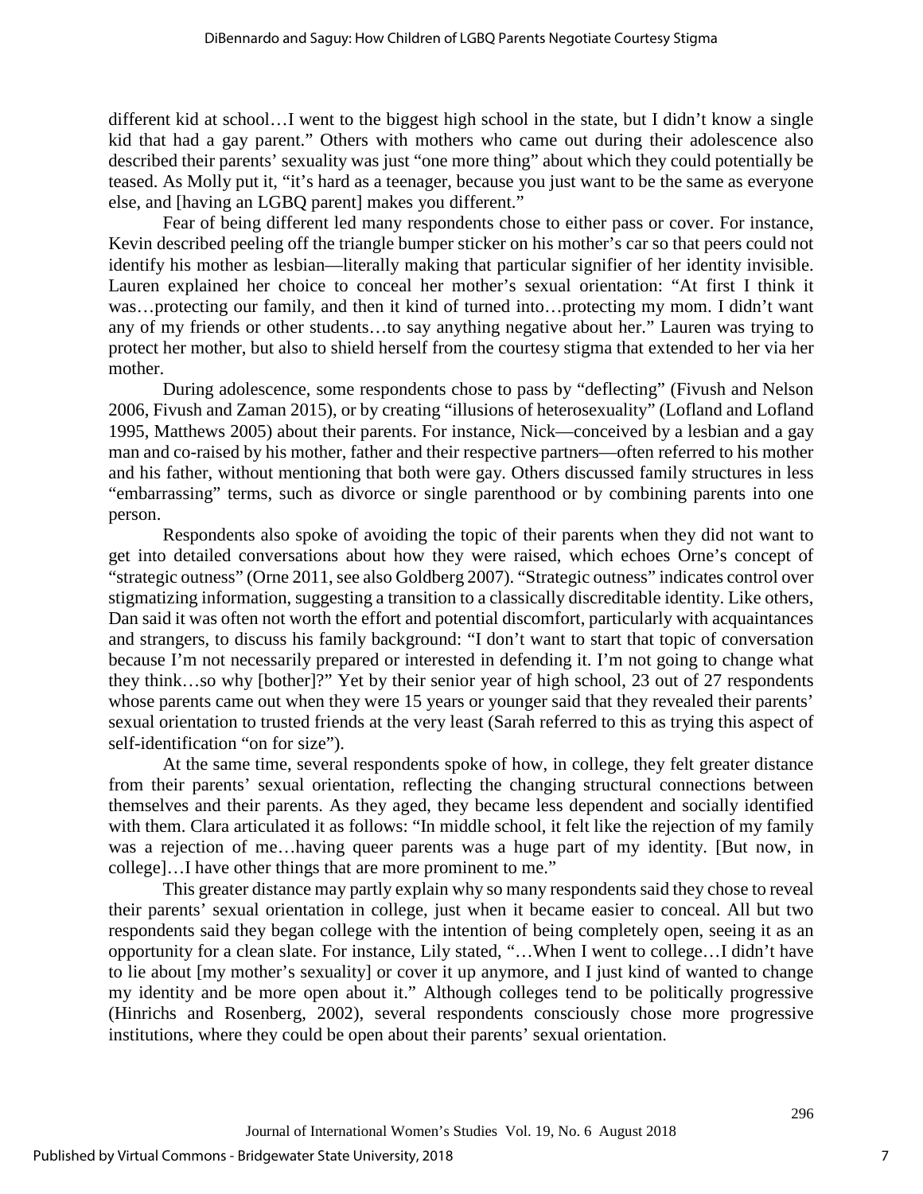different kid at school…I went to the biggest high school in the state, but I didn't know a single kid that had a gay parent." Others with mothers who came out during their adolescence also described their parents' sexuality was just "one more thing" about which they could potentially be teased. As Molly put it, "it's hard as a teenager, because you just want to be the same as everyone else, and [having an LGBQ parent] makes you different."

Fear of being different led many respondents chose to either pass or cover. For instance, Kevin described peeling off the triangle bumper sticker on his mother's car so that peers could not identify his mother as lesbian—literally making that particular signifier of her identity invisible. Lauren explained her choice to conceal her mother's sexual orientation: "At first I think it was…protecting our family, and then it kind of turned into…protecting my mom. I didn't want any of my friends or other students…to say anything negative about her." Lauren was trying to protect her mother, but also to shield herself from the courtesy stigma that extended to her via her mother.

During adolescence, some respondents chose to pass by "deflecting" (Fivush and Nelson 2006, Fivush and Zaman 2015), or by creating "illusions of heterosexuality" (Lofland and Lofland 1995, Matthews 2005) about their parents. For instance, Nick—conceived by a lesbian and a gay man and co-raised by his mother, father and their respective partners—often referred to his mother and his father, without mentioning that both were gay. Others discussed family structures in less "embarrassing" terms, such as divorce or single parenthood or by combining parents into one person.

Respondents also spoke of avoiding the topic of their parents when they did not want to get into detailed conversations about how they were raised, which echoes Orne's concept of "strategic outness" (Orne 2011, see also Goldberg 2007). "Strategic outness" indicates control over stigmatizing information, suggesting a transition to a classically discreditable identity. Like others, Dan said it was often not worth the effort and potential discomfort, particularly with acquaintances and strangers, to discuss his family background: "I don't want to start that topic of conversation because I'm not necessarily prepared or interested in defending it. I'm not going to change what they think…so why [bother]?" Yet by their senior year of high school, 23 out of 27 respondents whose parents came out when they were 15 years or younger said that they revealed their parents' sexual orientation to trusted friends at the very least (Sarah referred to this as trying this aspect of self-identification "on for size").

At the same time, several respondents spoke of how, in college, they felt greater distance from their parents' sexual orientation, reflecting the changing structural connections between themselves and their parents. As they aged, they became less dependent and socially identified with them. Clara articulated it as follows: "In middle school, it felt like the rejection of my family was a rejection of me…having queer parents was a huge part of my identity. [But now, in college]…I have other things that are more prominent to me."

This greater distance may partly explain why so many respondents said they chose to reveal their parents' sexual orientation in college, just when it became easier to conceal. All but two respondents said they began college with the intention of being completely open, seeing it as an opportunity for a clean slate. For instance, Lily stated, "…When I went to college…I didn't have to lie about [my mother's sexuality] or cover it up anymore, and I just kind of wanted to change my identity and be more open about it." Although colleges tend to be politically progressive (Hinrichs and Rosenberg, 2002), several respondents consciously chose more progressive institutions, where they could be open about their parents' sexual orientation.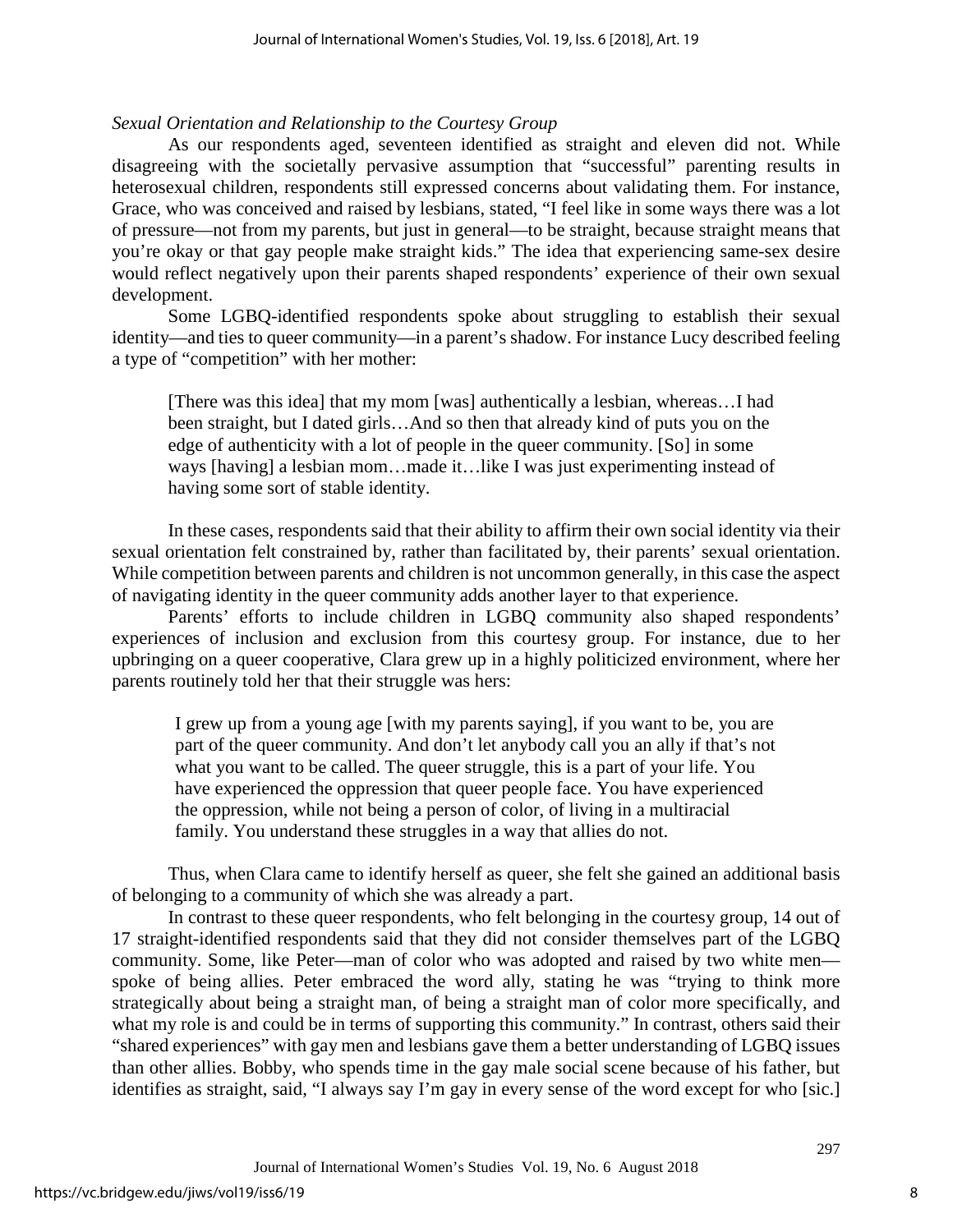*Sexual Orientation and Relationship to the Courtesy Group*

As our respondents aged, seventeen identified as straight and eleven did not. While disagreeing with the societally pervasive assumption that "successful" parenting results in heterosexual children, respondents still expressed concerns about validating them. For instance, Grace, who was conceived and raised by lesbians, stated, "I feel like in some ways there was a lot of pressure—not from my parents, but just in general—to be straight, because straight means that you're okay or that gay people make straight kids." The idea that experiencing same-sex desire would reflect negatively upon their parents shaped respondents' experience of their own sexual development.

Some LGBQ-identified respondents spoke about struggling to establish their sexual identity—and ties to queer community—in a parent's shadow. For instance Lucy described feeling a type of "competition" with her mother:

> [There was this idea] that my mom [was] authentically a lesbian, whereas…I had been straight, but I dated girls…And so then that already kind of puts you on the edge of authenticity with a lot of people in the queer community. [So] in some ways [having] a lesbian mom…made it…like I was just experimenting instead of having some sort of stable identity.

In these cases, respondents said that their ability to affirm their own social identity via their sexual orientation felt constrained by, rather than facilitated by, their parents' sexual orientation. While competition between parents and children is not uncommon generally, in this case the aspect of navigating identity in the queer community adds another layer to that experience.

Parents' efforts to include children in LGBQ community also shaped respondents' experiences of inclusion and exclusion from this courtesy group. For instance, due to her upbringing on a queer cooperative, Clara grew up in a highly politicized environment, where her parents routinely told her that their struggle was hers:

> I grew up from a young age [with my parents saying], if you want to be, you are part of the queer community. And don't let anybody call you an ally if that's not what you want to be called. The queer struggle, this is a part of your life. You have experienced the oppression that queer people face. You have experienced the oppression, while not being a person of color, of living in a multiracial family. You understand these struggles in a way that allies do not.

Thus, when Clara came to identify herself as queer, she felt she gained an additional basis of belonging to a community of which she was already a part.

In contrast to these queer respondents, who felt belonging in the courtesy group, 14 out of 17 straight-identified respondents said that they did not consider themselves part of the LGBQ community. Some, like Peter—man of color who was adopted and raised by two white men—spoke of being allies. Peter embraced the word ally, stating he was "trying to think more strategically about being a straight man, of being a straight man of color more specifically, and what my role is and could be in terms of supporting this community." In contrast, others said their "shared experiences" with gay men and lesbians gave them a better understanding of LGBQ issues than other allies. Bobby, who spends time in the gay male social scene because of his father, but identifies as straight, said, "I always say I'm gay in every sense of the word except for who [sic.]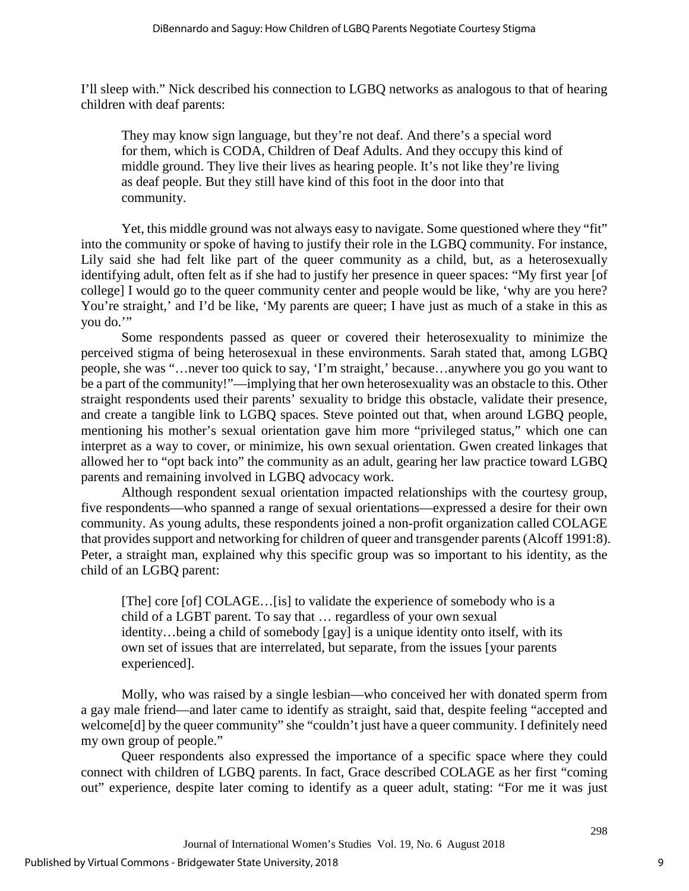I'll sleep with." Nick described his connection to LGBQ networks as analogous to that of hearing children with deaf parents:

> They may know sign language, but they're not deaf. And there's a special word for them, which is CODA, Children of Deaf Adults. And they occupy this kind of middle ground. They live their lives as hearing people. It's not like they're living as deaf people. But they still have kind of this foot in the door into that community.

Yet, this middle ground was not always easy to navigate. Some questioned where they "fit" into the community or spoke of having to justify their role in the LGBQ community. For instance, Lily said she had felt like part of the queer community as a child, but, as a heterosexually identifying adult, often felt as if she had to justify her presence in queer spaces: "My first year [of college] I would go to the queer community center and people would be like, 'why are you here? You're straight,' and I'd be like, 'My parents are queer; I have just as much of a stake in this as you do.'"

Some respondents passed as queer or covered their heterosexuality to minimize the perceived stigma of being heterosexual in these environments. Sarah stated that, among LGBQ people, she was "…never too quick to say, 'I'm straight,' because…anywhere you go you want to be a part of the community!"—implying that her own heterosexuality was an obstacle to this. Other straight respondents used their parents' sexuality to bridge this obstacle, validate their presence, and create a tangible link to LGBQ spaces. Steve pointed out that, when around LGBQ people, mentioning his mother's sexual orientation gave him more "privileged status," which one can interpret as a way to cover, or minimize, his own sexual orientation. Gwen created linkages that allowed her to "opt back into" the community as an adult, gearing her law practice toward LGBQ parents and remaining involved in LGBQ advocacy work.

Although respondent sexual orientation impacted relationships with the courtesy group, five respondents—who spanned a range of sexual orientations—expressed a desire for their own community. As young adults, these respondents joined a non-profit organization called COLAGE that provides support and networking for children of queer and transgender parents (Alcoff 1991:8). Peter, a straight man, explained why this specific group was so important to his identity, as the child of an LGBQ parent:

> [The] core [of] COLAGE…[is] to validate the experience of somebody who is a child of a LGBT parent. To say that … regardless of your own sexual identity…being a child of somebody [gay] is a unique identity onto itself, with its own set of issues that are interrelated, but separate, from the issues [your parents experienced].

Molly, who was raised by a single lesbian—who conceived her with donated sperm from a gay male friend—and later came to identify as straight, said that, despite feeling "accepted and welcome[d] by the queer community" she "couldn't just have a queer community. I definitely need my own group of people."

Queer respondents also expressed the importance of a specific space where they could connect with children of LGBQ parents. In fact, Grace described COLAGE as her first "coming out" experience, despite later coming to identify as a queer adult, stating: "For me it was just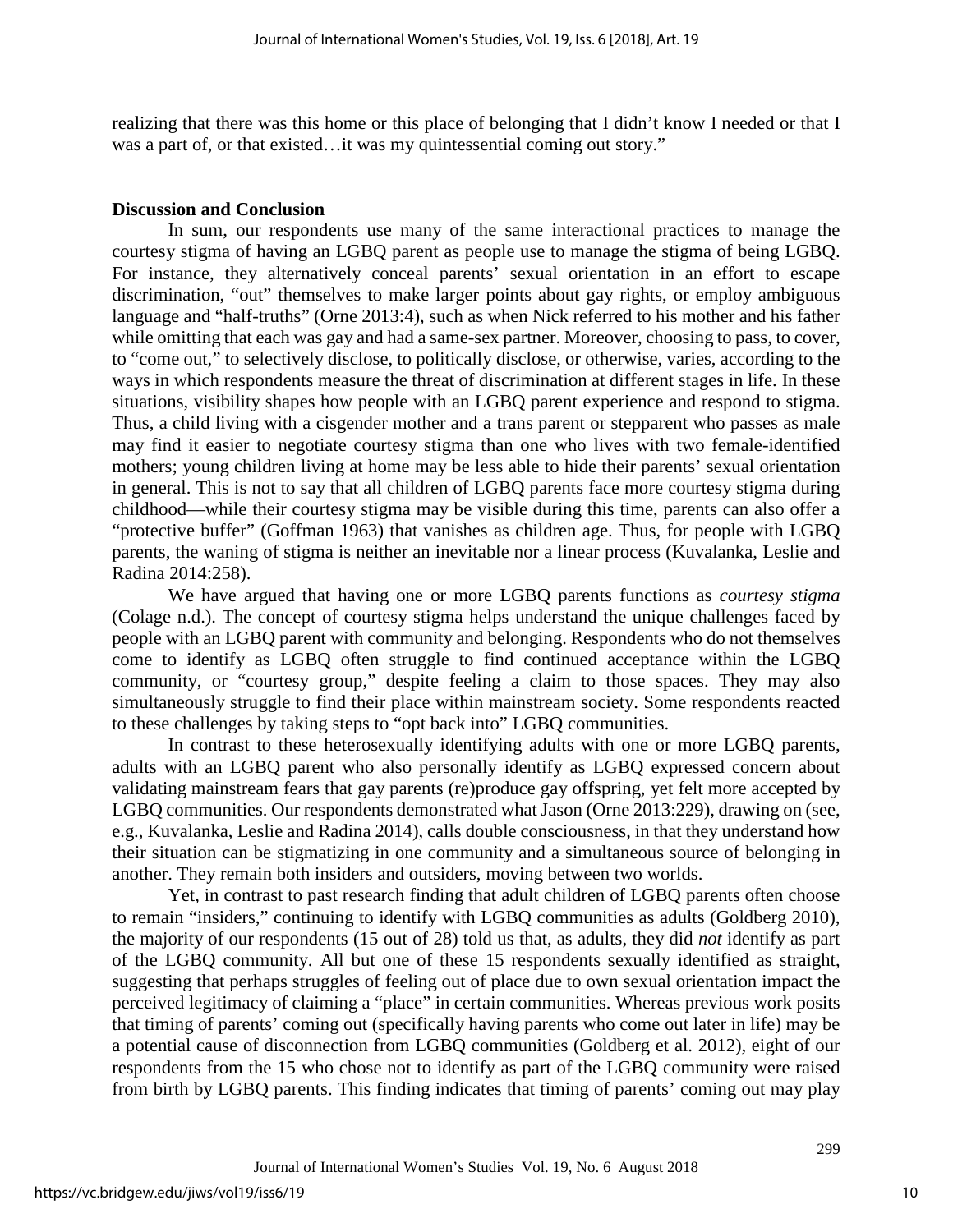realizing that there was this home or this place of belonging that I didn't know I needed or that I was a part of, or that existed…it was my quintessential coming out story."

## Discussion and Conclusion

In sum, our respondents use many of the same interactional practices to manage the courtesy stigma of having an LGBQ parent as people use to manage the stigma of being LGBQ. For instance, they alternatively conceal parents' sexual orientation in an effort to escape discrimination, "out" themselves to make larger points about gay rights, or employ ambiguous language and "half-truths" (Orne 2013:4), such as when Nick referred to his mother and his father while omitting that each was gay and had a same-sex partner. Moreover, choosing to pass, to cover, to "come out," to selectively disclose, to politically disclose, or otherwise, varies, according to the ways in which respondents measure the threat of discrimination at different stages in life. In these situations, visibility shapes how people with an LGBQ parent experience and respond to stigma. Thus, a child living with a cisgender mother and a trans parent or stepparent who passes as male may find it easier to negotiate courtesy stigma than one who lives with two female-identified mothers; young children living at home may be less able to hide their parents' sexual orientation in general. This is not to say that all children of LGBQ parents face more courtesy stigma during childhood—while their courtesy stigma may be visible during this time, parents can also offer a "protective buffer" (Goffman 1963) that vanishes as children age. Thus, for people with LGBQ parents, the waning of stigma is neither an inevitable nor a linear process (Kuvalanka, Leslie and Radina 2014:258).

We have argued that having one or more LGBQ parents functions as *courtesy stigma* (Colage n.d.). The concept of courtesy stigma helps understand the unique challenges faced by people with an LGBQ parent with community and belonging. Respondents who do not themselves come to identify as LGBQ often struggle to find continued acceptance within the LGBQ community, or "courtesy group," despite feeling a claim to those spaces. They may also simultaneously struggle to find their place within mainstream society. Some respondents reacted to these challenges by taking steps to "opt back into" LGBQ communities.

In contrast to these heterosexually identifying adults with one or more LGBQ parents, adults with an LGBQ parent who also personally identify as LGBQ expressed concern about validating mainstream fears that gay parents (re)produce gay offspring, yet felt more accepted by LGBQ communities. Our respondents demonstrated what Jason (Orne 2013:229), drawing on (see, e.g., Kuvalanka, Leslie and Radina 2014), calls double consciousness, in that they understand how their situation can be stigmatizing in one community and a simultaneous source of belonging in another. They remain both insiders and outsiders, moving between two worlds.

Yet, in contrast to past research finding that adult children of LGBQ parents often choose to remain "insiders," continuing to identify with LGBQ communities as adults (Goldberg 2010), the majority of our respondents (15 out of 28) told us that, as adults, they did *not* identify as part of the LGBQ community. All but one of these 15 respondents sexually identified as straight, suggesting that perhaps struggles of feeling out of place due to own sexual orientation impact the perceived legitimacy of claiming a "place" in certain communities. Whereas previous work posits that timing of parents' coming out (specifically having parents who come out later in life) may be a potential cause of disconnection from LGBQ communities (Goldberg et al. 2012), eight of our respondents from the 15 who chose not to identify as part of the LGBQ community were raised from birth by LGBQ parents. This finding indicates that timing of parents' coming out may play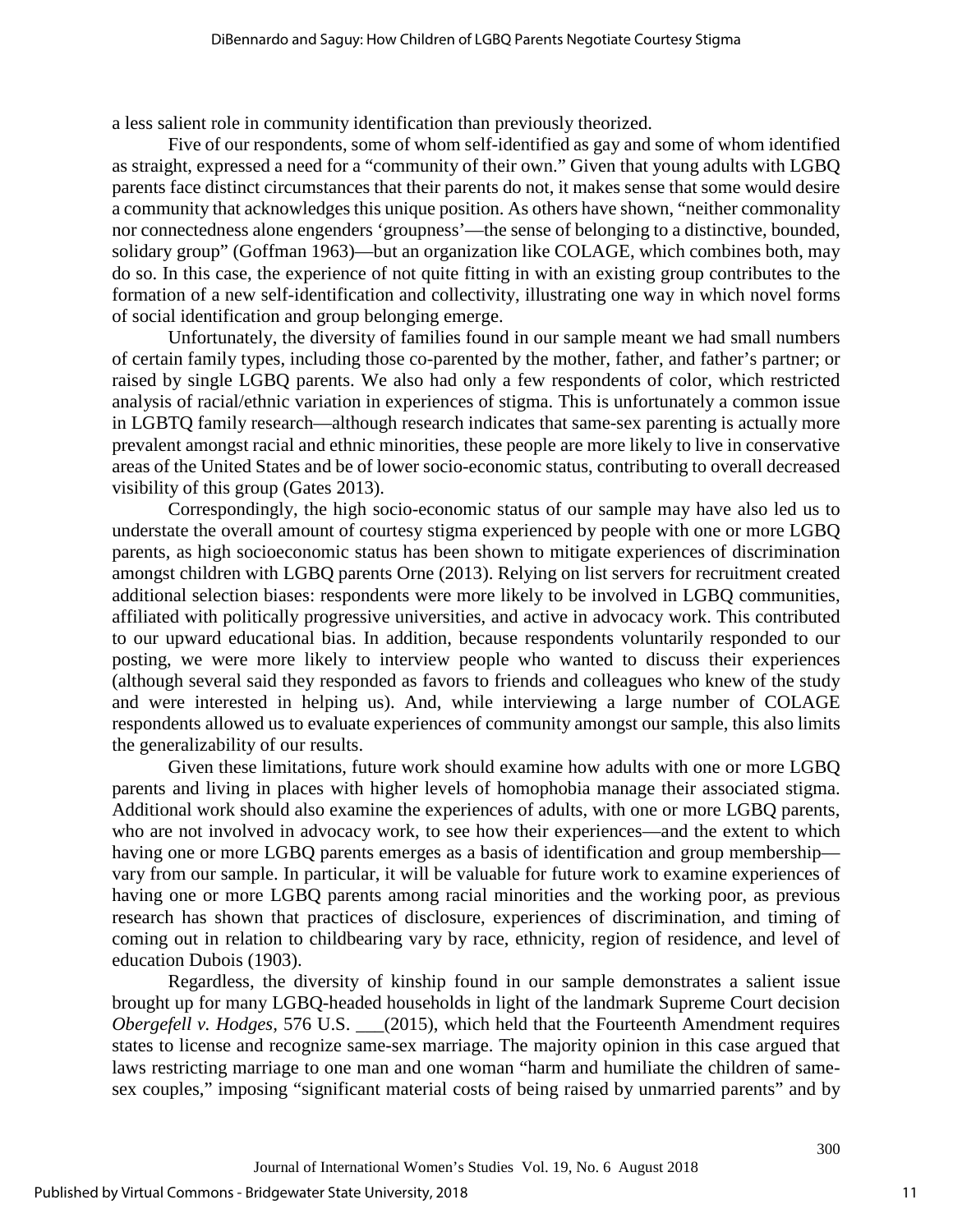a less salient role in community identification than previously theorized.

Five of our respondents, some of whom self-identified as gay and some of whom identified as straight, expressed a need for a "community of their own." Given that young adults with LGBQ parents face distinct circumstances that their parents do not, it makes sense that some would desire a community that acknowledges this unique position. As others have shown, "neither commonality nor connectedness alone engenders 'groupness'—the sense of belonging to a distinctive, bounded, solidary group" (Goffman 1963)—but an organization like COLAGE, which combines both, may do so. In this case, the experience of not quite fitting in with an existing group contributes to the formation of a new self-identification and collectivity, illustrating one way in which novel forms of social identification and group belonging emerge.

Unfortunately, the diversity of families found in our sample meant we had small numbers of certain family types, including those co-parented by the mother, father, and father's partner; or raised by single LGBQ parents. We also had only a few respondents of color, which restricted analysis of racial/ethnic variation in experiences of stigma. This is unfortunately a common issue in LGBTQ family research—although research indicates that same-sex parenting is actually more prevalent amongst racial and ethnic minorities, these people are more likely to live in conservative areas of the United States and be of lower socio-economic status, contributing to overall decreased visibility of this group (Gates 2013).

Correspondingly, the high socio-economic status of our sample may have also led us to understate the overall amount of courtesy stigma experienced by people with one or more LGBQ parents, as high socioeconomic status has been shown to mitigate experiences of discrimination amongst children with LGBQ parents Orne (2013). Relying on list servers for recruitment created additional selection biases: respondents were more likely to be involved in LGBQ communities, affiliated with politically progressive universities, and active in advocacy work. This contributed to our upward educational bias. In addition, because respondents voluntarily responded to our posting, we were more likely to interview people who wanted to discuss their experiences (although several said they responded as favors to friends and colleagues who knew of the study and were interested in helping us). And, while interviewing a large number of COLAGE respondents allowed us to evaluate experiences of community amongst our sample, this also limits the generalizability of our results.

Given these limitations, future work should examine how adults with one or more LGBQ parents and living in places with higher levels of homophobia manage their associated stigma. Additional work should also examine the experiences of adults, with one or more LGBQ parents, who are not involved in advocacy work, to see how their experiences—and the extent to which having one or more LGBQ parents emerges as a basis of identification and group membership—vary from our sample. In particular, it will be valuable for future work to examine experiences of having one or more LGBQ parents among racial minorities and the working poor, as previous research has shown that practices of disclosure, experiences of discrimination, and timing of coming out in relation to childbearing vary by race, ethnicity, region of residence, and level of education Dubois (1903).

Regardless, the diversity of kinship found in our sample demonstrates a salient issue brought up for many LGBQ-headed households in light of the landmark Supreme Court decision *Obergefell v. Hodges,* 576 U.S. ___(2015), which held that the Fourteenth Amendment requires states to license and recognize same-sex marriage. The majority opinion in this case argued that laws restricting marriage to one man and one woman "harm and humiliate the children of same-sex couples," imposing "significant material costs of being raised by unmarried parents" and by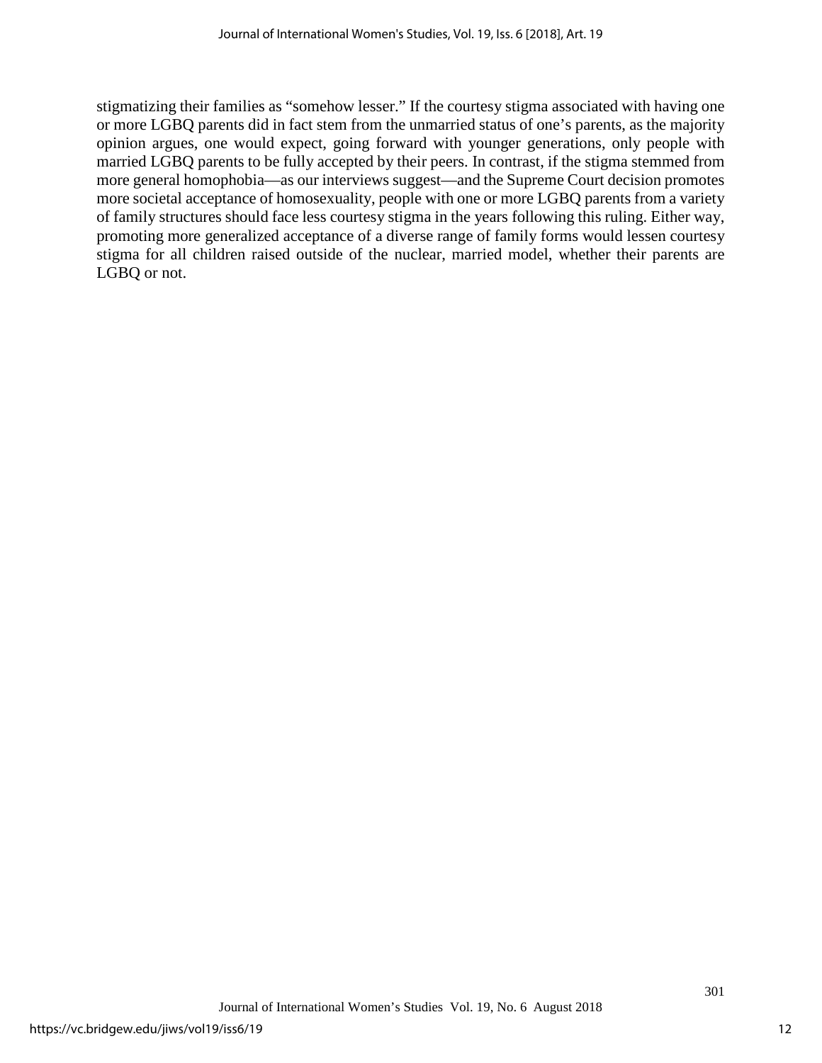stigmatizing their families as "somehow lesser." If the courtesy stigma associated with having one or more LGBQ parents did in fact stem from the unmarried status of one's parents, as the majority opinion argues, one would expect, going forward with younger generations, only people with married LGBQ parents to be fully accepted by their peers. In contrast, if the stigma stemmed from more general homophobia—as our interviews suggest—and the Supreme Court decision promotes more societal acceptance of homosexuality, people with one or more LGBQ parents from a variety of family structures should face less courtesy stigma in the years following this ruling. Either way, promoting more generalized acceptance of a diverse range of family forms would lessen courtesy stigma for all children raised outside of the nuclear, married model, whether their parents are LGBQ or not.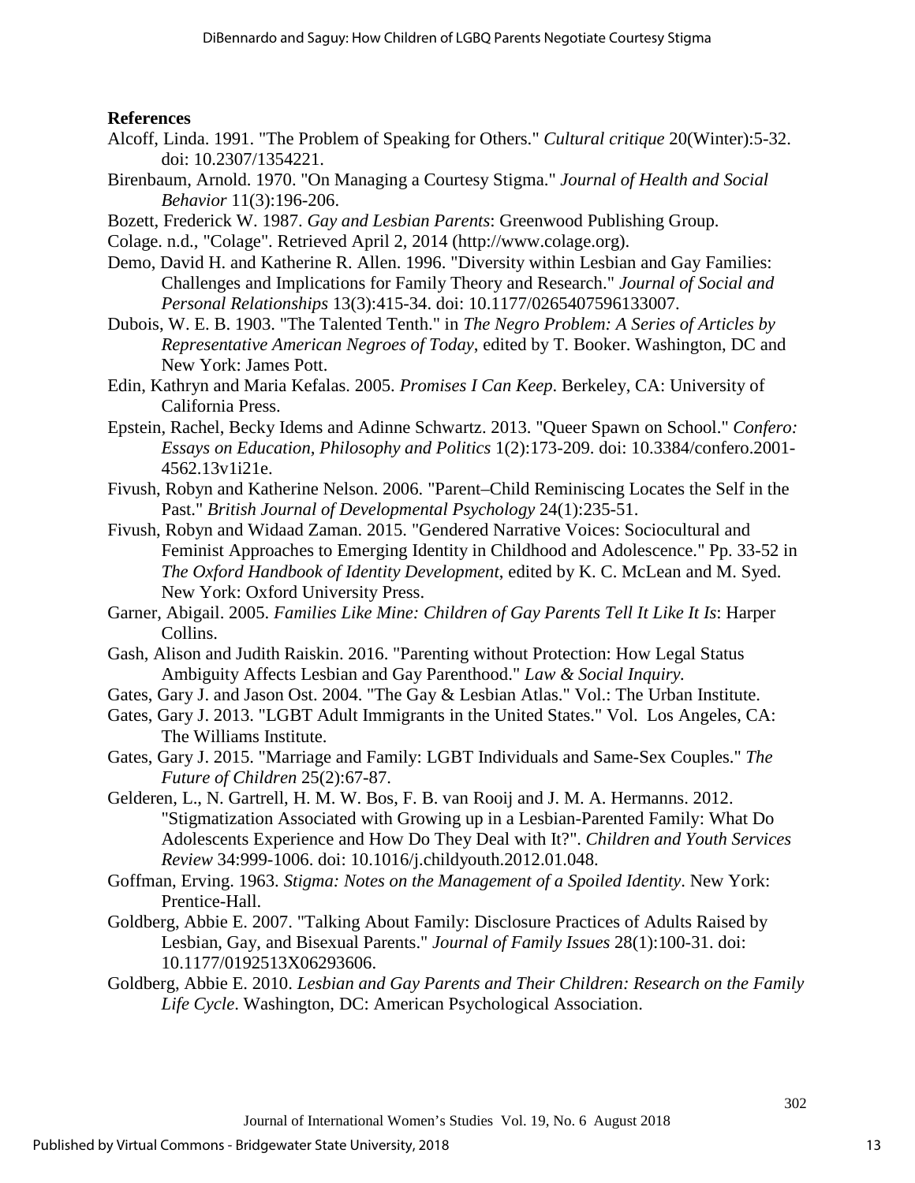## References

Alcoff, Linda. 1991. "The Problem of Speaking for Others." *Cultural critique* 20(Winter):5-32. doi: 10.2307/1354221.

Birenbaum, Arnold. 1970. "On Managing a Courtesy Stigma." *Journal of Health and Social Behavior* 11(3):196-206.

Bozett, Frederick W. 1987. *Gay and Lesbian Parents*: Greenwood Publishing Group.

Colage. n.d., "Colage". Retrieved April 2, 2014 (http://www.colage.org).

Demo, David H. and Katherine R. Allen. 1996. "Diversity within Lesbian and Gay Families: Challenges and Implications for Family Theory and Research." *Journal of Social and Personal Relationships* 13(3):415-34. doi: 10.1177/0265407596133007.

Dubois, W. E. B. 1903. "The Talented Tenth." in *The Negro Problem: A Series of Articles by Representative American Negroes of Today*, edited by T. Booker. Washington, DC and New York: James Pott.

Edin, Kathryn and Maria Kefalas. 2005. *Promises I Can Keep*. Berkeley, CA: University of California Press.

Epstein, Rachel, Becky Idems and Adinne Schwartz. 2013. "Queer Spawn on School." *Confero: Essays on Education, Philosophy and Politics* 1(2):173-209. doi: 10.3384/confero.2001-4562.13v1i21e.

Fivush, Robyn and Katherine Nelson. 2006. "Parent–Child Reminiscing Locates the Self in the Past." *British Journal of Developmental Psychology* 24(1):235-51.

Fivush, Robyn and Widaad Zaman. 2015. "Gendered Narrative Voices: Sociocultural and Feminist Approaches to Emerging Identity in Childhood and Adolescence." Pp. 33-52 in *The Oxford Handbook of Identity Development*, edited by K. C. McLean and M. Syed. New York: Oxford University Press.

Garner, Abigail. 2005. *Families Like Mine: Children of Gay Parents Tell It Like It Is*: Harper Collins.

Gash, Alison and Judith Raiskin. 2016. "Parenting without Protection: How Legal Status Ambiguity Affects Lesbian and Gay Parenthood." *Law & Social Inquiry.*

Gates, Gary J. and Jason Ost. 2004. "The Gay & Lesbian Atlas." Vol.: The Urban Institute.

Gates, Gary J. 2013. "LGBT Adult Immigrants in the United States." Vol. Los Angeles, CA: The Williams Institute.

Gates, Gary J. 2015. "Marriage and Family: LGBT Individuals and Same-Sex Couples." *The Future of Children* 25(2):67-87.

Gelderen, L., N. Gartrell, H. M. W. Bos, F. B. van Rooij and J. M. A. Hermanns. 2012. "Stigmatization Associated with Growing up in a Lesbian-Parented Family: What Do Adolescents Experience and How Do They Deal with It?". *Children and Youth Services Review* 34:999-1006. doi: 10.1016/j.childyouth.2012.01.048.

Goffman, Erving. 1963. *Stigma: Notes on the Management of a Spoiled Identity*. New York: Prentice-Hall.

Goldberg, Abbie E. 2007. "Talking About Family: Disclosure Practices of Adults Raised by Lesbian, Gay, and Bisexual Parents." *Journal of Family Issues* 28(1):100-31. doi: 10.1177/0192513X06293606.

Goldberg, Abbie E. 2010. *Lesbian and Gay Parents and Their Children: Research on the Family Life Cycle*. Washington, DC: American Psychological Association.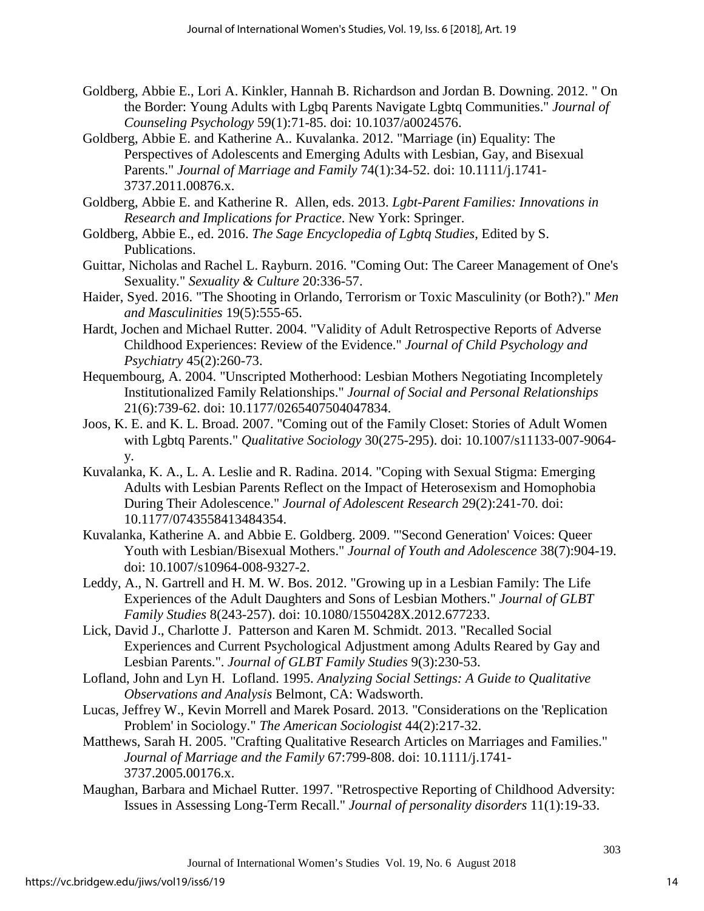Goldberg, Abbie E., Lori A. Kinkler, Hannah B. Richardson and Jordan B. Downing. 2012. " On the Border: Young Adults with Lgbq Parents Navigate Lgbtq Communities." *Journal of Counseling Psychology* 59(1):71-85. doi: 10.1037/a0024576.

Goldberg, Abbie E. and Katherine A.. Kuvalanka. 2012. "Marriage (in) Equality: The Perspectives of Adolescents and Emerging Adults with Lesbian, Gay, and Bisexual Parents." *Journal of Marriage and Family* 74(1):34-52. doi: 10.1111/j.1741-3737.2011.00876.x.

Goldberg, Abbie E. and Katherine R. Allen, eds. 2013. *Lgbt-Parent Families: Innovations in Research and Implications for Practice*. New York: Springer.

Goldberg, Abbie E., ed. 2016. *The Sage Encyclopedia of Lgbtq Studies*, Edited by S. Publications.

Guittar, Nicholas and Rachel L. Rayburn. 2016. "Coming Out: The Career Management of One's Sexuality." *Sexuality & Culture* 20:336-57.

Haider, Syed. 2016. "The Shooting in Orlando, Terrorism or Toxic Masculinity (or Both?)." *Men and Masculinities* 19(5):555-65.

Hardt, Jochen and Michael Rutter. 2004. "Validity of Adult Retrospective Reports of Adverse Childhood Experiences: Review of the Evidence." *Journal of Child Psychology and Psychiatry* 45(2):260-73.

Hequembourg, A. 2004. "Unscripted Motherhood: Lesbian Mothers Negotiating Incompletely Institutionalized Family Relationships." *Journal of Social and Personal Relationships* 21(6):739-62. doi: 10.1177/0265407504047834.

Joos, K. E. and K. L. Broad. 2007. "Coming out of the Family Closet: Stories of Adult Women with Lgbtq Parents." *Qualitative Sociology* 30(275-295). doi: 10.1007/s11133-007-9064-y.

Kuvalanka, K. A., L. A. Leslie and R. Radina. 2014. "Coping with Sexual Stigma: Emerging Adults with Lesbian Parents Reflect on the Impact of Heterosexism and Homophobia During Their Adolescence." *Journal of Adolescent Research* 29(2):241-70. doi: 10.1177/0743558413484354.

Kuvalanka, Katherine A. and Abbie E. Goldberg. 2009. "'Second Generation' Voices: Queer Youth with Lesbian/Bisexual Mothers." *Journal of Youth and Adolescence* 38(7):904-19. doi: 10.1007/s10964-008-9327-2.

Leddy, A., N. Gartrell and H. M. W. Bos. 2012. "Growing up in a Lesbian Family: The Life Experiences of the Adult Daughters and Sons of Lesbian Mothers." *Journal of GLBT Family Studies* 8(243-257). doi: 10.1080/1550428X.2012.677233.

Lick, David J., Charlotte J. Patterson and Karen M. Schmidt. 2013. "Recalled Social Experiences and Current Psychological Adjustment among Adults Reared by Gay and Lesbian Parents.". *Journal of GLBT Family Studies* 9(3):230-53.

Lofland, John and Lyn H. Lofland. 1995. *Analyzing Social Settings: A Guide to Qualitative Observations and Analysis* Belmont, CA: Wadsworth.

Lucas, Jeffrey W., Kevin Morrell and Marek Posard. 2013. "Considerations on the 'Replication Problem' in Sociology." *The American Sociologist* 44(2):217-32.

Matthews, Sarah H. 2005. "Crafting Qualitative Research Articles on Marriages and Families." *Journal of Marriage and the Family* 67:799-808. doi: 10.1111/j.1741-3737.2005.00176.x.

Maughan, Barbara and Michael Rutter. 1997. "Retrospective Reporting of Childhood Adversity: Issues in Assessing Long-Term Recall." *Journal of personality disorders* 11(1):19-33.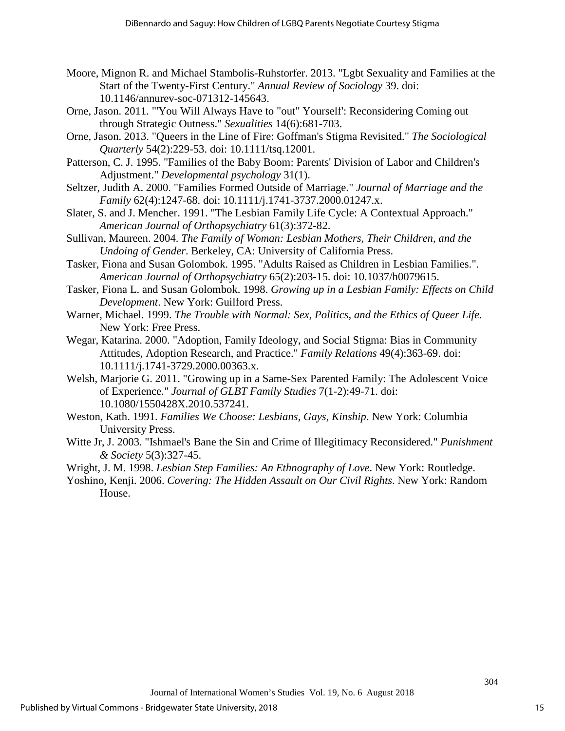Moore, Mignon R. and Michael Stambolis-Ruhstorfer. 2013. "Lgbt Sexuality and Families at the Start of the Twenty-First Century." *Annual Review of Sociology* 39. doi: 10.1146/annurev-soc-071312-145643.

Orne, Jason. 2011. "'You Will Always Have to "out" Yourself': Reconsidering Coming out through Strategic Outness." *Sexualities* 14(6):681-703.

Orne, Jason. 2013. "Queers in the Line of Fire: Goffman's Stigma Revisited." *The Sociological Quarterly* 54(2):229-53. doi: 10.1111/tsq.12001.

Patterson, C. J. 1995. "Families of the Baby Boom: Parents' Division of Labor and Children's Adjustment." *Developmental psychology* 31(1).

Seltzer, Judith A. 2000. "Families Formed Outside of Marriage." *Journal of Marriage and the Family* 62(4):1247-68. doi: 10.1111/j.1741-3737.2000.01247.x.

Slater, S. and J. Mencher. 1991. "The Lesbian Family Life Cycle: A Contextual Approach." *American Journal of Orthopsychiatry* 61(3):372-82.

Sullivan, Maureen. 2004. *The Family of Woman: Lesbian Mothers, Their Children, and the Undoing of Gender*. Berkeley, CA: University of California Press.

Tasker, Fiona and Susan Golombok. 1995. "Adults Raised as Children in Lesbian Families.". *American Journal of Orthopsychiatry* 65(2):203-15. doi: 10.1037/h0079615.

Tasker, Fiona L. and Susan Golombok. 1998. *Growing up in a Lesbian Family: Effects on Child Development*. New York: Guilford Press.

Warner, Michael. 1999. *The Trouble with Normal: Sex, Politics, and the Ethics of Queer Life*. New York: Free Press.

Wegar, Katarina. 2000. "Adoption, Family Ideology, and Social Stigma: Bias in Community Attitudes, Adoption Research, and Practice." *Family Relations* 49(4):363-69. doi: 10.1111/j.1741-3729.2000.00363.x.

Welsh, Marjorie G. 2011. "Growing up in a Same-Sex Parented Family: The Adolescent Voice of Experience." *Journal of GLBT Family Studies* 7(1-2):49-71. doi: 10.1080/1550428X.2010.537241.

Weston, Kath. 1991. *Families We Choose: Lesbians, Gays, Kinship*. New York: Columbia University Press.

Witte Jr, J. 2003. "Ishmael's Bane the Sin and Crime of Illegitimacy Reconsidered." *Punishment & Society* 5(3):327-45.

Wright, J. M. 1998. *Lesbian Step Families: An Ethnography of Love*. New York: Routledge.

Yoshino, Kenji. 2006. *Covering: The Hidden Assault on Our Civil Rights*. New York: Random House.